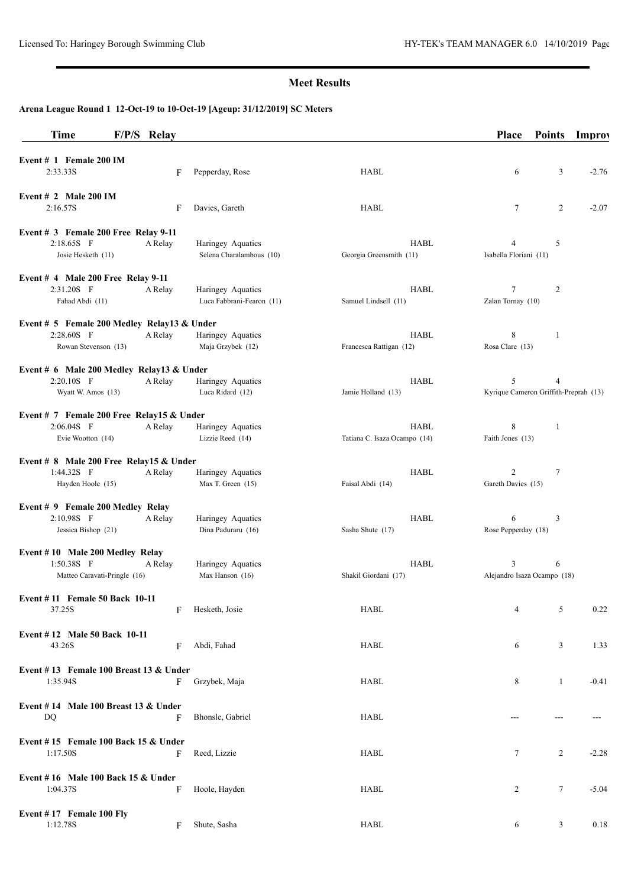Licensed To: Haringey Borough Swimming Club

HY-TEK's TEAM MANAGER 6.0 14/10/2019

## Meet Results

### Arena League Round 1 12-Oct-19 to 10-Oct-19 [Ageup: 31/12/2019] SC Meters

| Time | F/P/S | Relay | | | Place | Points | Improv |
|---|---|---|---|---|---|---|---|
| **Event # 1 Female 200 IM** | | | | | | | |
| 2:33.33S | F | | Pepperday, Rose | HABL | 6 | 3 | -2.76 |
| **Event # 2 Male 200 IM** | | | | | | | |
| 2:16.57S | F | | Davies, Gareth | HABL | 7 | 2 | -2.07 |
| **Event # 3 Female 200 Free Relay 9-11** | | | | | | | |
| 2:18.65S | F | A Relay | Haringey Aquatics | HABL | 4 | 5 | |
| Josie Hesketh (11) | | | Selena Charalambous (10) | Georgia Greensmith (11) | Isabella Floriani (11) | | |
| **Event # 4 Male 200 Free Relay 9-11** | | | | | | | |
| 2:31.20S | F | A Relay | Haringey Aquatics | HABL | 7 | 2 | |
| Fahad Abdi (11) | | | Luca Fabbrani-Fearon (11) | Samuel Lindsell (11) | Zalan Tornay (10) | | |
| **Event # 5 Female 200 Medley Relay13 & Under** | | | | | | | |
| 2:28.60S | F | A Relay | Haringey Aquatics | HABL | 8 | 1 | |
| Rowan Stevenson (13) | | | Maja Grzybek (12) | Francesca Rattigan (12) | Rosa Clare (13) | | |
| **Event # 6 Male 200 Medley Relay13 & Under** | | | | | | | |
| 2:20.10S | F | A Relay | Haringey Aquatics | HABL | 5 | 4 | |
| Wyatt W. Amos (13) | | | Luca Ridard (12) | Jamie Holland (13) | Kyrique Cameron Griffith-Preprah (13) | | |
| **Event # 7 Female 200 Free Relay15 & Under** | | | | | | | |
| 2:06.04S | F | A Relay | Haringey Aquatics | HABL | 8 | 1 | |
| Evie Wootton (14) | | | Lizzie Reed (14) | Tatiana C. Isaza Ocampo (14) | Faith Jones (13) | | |
| **Event # 8 Male 200 Free Relay15 & Under** | | | | | | | |
| 1:44.32S | F | A Relay | Haringey Aquatics | HABL | 2 | 7 | |
| Hayden Hoole (15) | | | Max T. Green (15) | Faisal Abdi (14) | Gareth Davies (15) | | |
| **Event # 9 Female 200 Medley Relay** | | | | | | | |
| 2:10.98S | F | A Relay | Haringey Aquatics | HABL | 6 | 3 | |
| Jessica Bishop (21) | | | Dina Paduraru (16) | Sasha Shute (17) | Rose Pepperday (18) | | |
| **Event # 10 Male 200 Medley Relay** | | | | | | | |
| 1:50.38S | F | A Relay | Haringey Aquatics | HABL | 3 | 6 | |
| Matteo Caravati-Pringle (16) | | | Max Hanson (16) | Shakil Giordani (17) | Alejandro Isaza Ocampo (18) | | |
| **Event # 11 Female 50 Back 10-11** | | | | | | | |
| 37.25S | F | | Hesketh, Josie | HABL | 4 | 5 | 0.22 |
| **Event # 12 Male 50 Back 10-11** | | | | | | | |
| 43.26S | F | | Abdi, Fahad | HABL | 6 | 3 | 1.33 |
| **Event # 13 Female 100 Breast 13 & Under** | | | | | | | |
| 1:35.94S | F | | Grzybek, Maja | HABL | 8 | 1 | -0.41 |
| **Event # 14 Male 100 Breast 13 & Under** | | | | | | | |
| DQ | F | | Bhonsle, Gabriel | HABL | --- | --- | --- |
| **Event # 15 Female 100 Back 15 & Under** | | | | | | | |
| 1:17.50S | F | | Reed, Lizzie | HABL | 7 | 2 | -2.28 |
| **Event # 16 Male 100 Back 15 & Under** | | | | | | | |
| 1:04.37S | F | | Hoole, Hayden | HABL | 2 | 7 | -5.04 |
| **Event # 17 Female 100 Fly** | | | | | | | |
| 1:12.78S | F | | Shute, Sasha | HABL | 6 | 3 | 0.18 |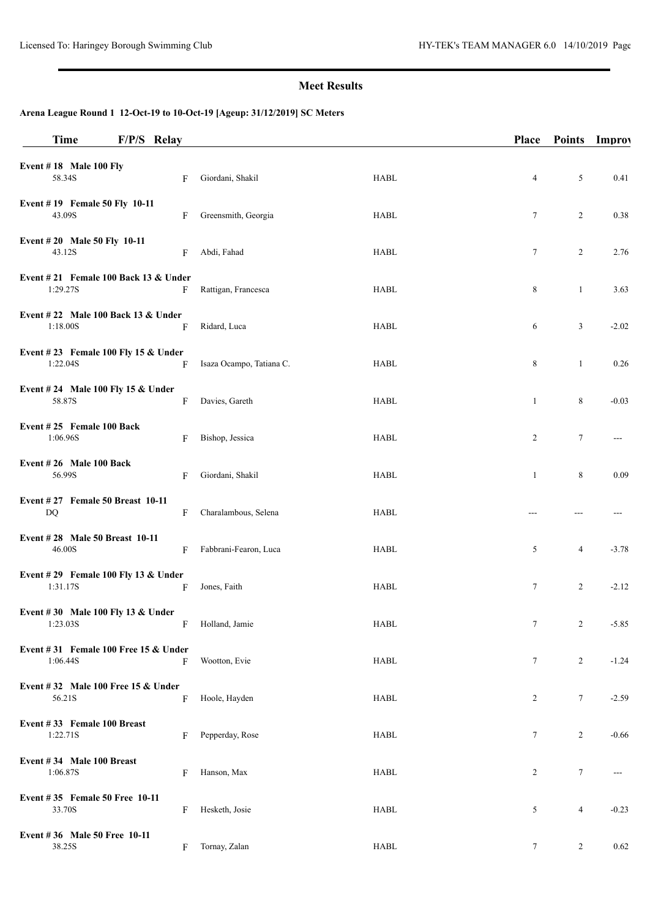## Meet Results

### Arena League Round 1 12-Oct-19 to 10-Oct-19 [Ageup: 31/12/2019] SC Meters

| Time | F/P/S | Relay | | | Place | Points | Improv |
|---|---|---|---|---|---|---|---|
| **Event # 18 Male 100 Fly** | | | | | | | |
| 58.34S | F | | Giordani, Shakil | HABL | 4 | 5 | 0.41 |
| **Event # 19 Female 50 Fly 10-11** | | | | | | | |
| 43.09S | F | | Greensmith, Georgia | HABL | 7 | 2 | 0.38 |
| **Event # 20 Male 50 Fly 10-11** | | | | | | | |
| 43.12S | F | | Abdi, Fahad | HABL | 7 | 2 | 2.76 |
| **Event # 21 Female 100 Back 13 & Under** | | | | | | | |
| 1:29.27S | F | | Rattigan, Francesca | HABL | 8 | 1 | 3.63 |
| **Event # 22 Male 100 Back 13 & Under** | | | | | | | |
| 1:18.00S | F | | Ridard, Luca | HABL | 6 | 3 | -2.02 |
| **Event # 23 Female 100 Fly 15 & Under** | | | | | | | |
| 1:22.04S | F | | Isaza Ocampo, Tatiana C. | HABL | 8 | 1 | 0.26 |
| **Event # 24 Male 100 Fly 15 & Under** | | | | | | | |
| 58.87S | F | | Davies, Gareth | HABL | 1 | 8 | -0.03 |
| **Event # 25 Female 100 Back** | | | | | | | |
| 1:06.96S | F | | Bishop, Jessica | HABL | 2 | 7 | --- |
| **Event # 26 Male 100 Back** | | | | | | | |
| 56.99S | F | | Giordani, Shakil | HABL | 1 | 8 | 0.09 |
| **Event # 27 Female 50 Breast 10-11** | | | | | | | |
| DQ | F | | Charalambous, Selena | HABL | --- | --- | --- |
| **Event # 28 Male 50 Breast 10-11** | | | | | | | |
| 46.00S | F | | Fabbrani-Fearon, Luca | HABL | 5 | 4 | -3.78 |
| **Event # 29 Female 100 Fly 13 & Under** | | | | | | | |
| 1:31.17S | F | | Jones, Faith | HABL | 7 | 2 | -2.12 |
| **Event # 30 Male 100 Fly 13 & Under** | | | | | | | |
| 1:23.03S | F | | Holland, Jamie | HABL | 7 | 2 | -5.85 |
| **Event # 31 Female 100 Free 15 & Under** | | | | | | | |
| 1:06.44S | F | | Wootton, Evie | HABL | 7 | 2 | -1.24 |
| **Event # 32 Male 100 Free 15 & Under** | | | | | | | |
| 56.21S | F | | Hoole, Hayden | HABL | 2 | 7 | -2.59 |
| **Event # 33 Female 100 Breast** | | | | | | | |
| 1:22.71S | F | | Pepperday, Rose | HABL | 7 | 2 | -0.66 |
| **Event # 34 Male 100 Breast** | | | | | | | |
| 1:06.87S | F | | Hanson, Max | HABL | 2 | 7 | --- |
| **Event # 35 Female 50 Free 10-11** | | | | | | | |
| 33.70S | F | | Hesketh, Josie | HABL | 5 | 4 | -0.23 |
| **Event # 36 Male 50 Free 10-11** | | | | | | | |
| 38.25S | F | | Tornay, Zalan | HABL | 7 | 2 | 0.62 |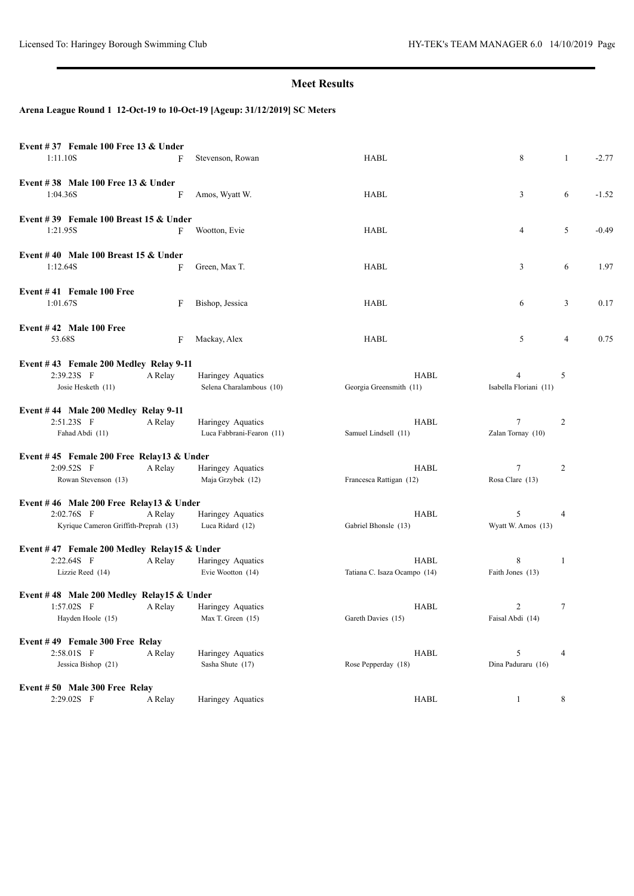## Meet Results

**Arena League Round 1 12-Oct-19 to 10-Oct-19 [Ageup: 31/12/2019] SC Meters**

**Event # 37 Female 100 Free 13 & Under**

| | | | | | | |
|---|---|---|---|---|---|---|
| 1:11.10S | F | Stevenson, Rowan | HABL | 8 | 1 | -2.77 |

**Event # 38 Male 100 Free 13 & Under**

| | | | | | | |
|---|---|---|---|---|---|---|
| 1:04.36S | F | Amos, Wyatt W. | HABL | 3 | 6 | -1.52 |

**Event # 39 Female 100 Breast 15 & Under**

| | | | | | | |
|---|---|---|---|---|---|---|
| 1:21.95S | F | Wootton, Evie | HABL | 4 | 5 | -0.49 |

**Event # 40 Male 100 Breast 15 & Under**

| | | | | | | |
|---|---|---|---|---|---|---|
| 1:12.64S | F | Green, Max T. | HABL | 3 | 6 | 1.97 |

**Event # 41 Female 100 Free**

| | | | | | | |
|---|---|---|---|---|---|---|
| 1:01.67S | F | Bishop, Jessica | HABL | 6 | 3 | 0.17 |

**Event # 42 Male 100 Free**

| | | | | | | |
|---|---|---|---|---|---|---|
| 53.68S | F | Mackay, Alex | HABL | 5 | 4 | 0.75 |

**Event # 43 Female 200 Medley Relay 9-11**

| | | | | | |
|---|---|---|---|---|---|
| 2:39.23S F | A Relay | Haringey Aquatics | HABL | 4 | 5 |
| Josie Hesketh (11) | | Selena Charalambous (10) | Georgia Greensmith (11) | Isabella Floriani (11) | |

**Event # 44 Male 200 Medley Relay 9-11**

| | | | | | |
|---|---|---|---|---|---|
| 2:51.23S F | A Relay | Haringey Aquatics | HABL | 7 | 2 |
| Fahad Abdi (11) | | Luca Fabbrani-Fearon (11) | Samuel Lindsell (11) | Zalan Tornay (10) | |

**Event # 45 Female 200 Free Relay13 & Under**

| | | | | | |
|---|---|---|---|---|---|
| 2:09.52S F | A Relay | Haringey Aquatics | HABL | 7 | 2 |
| Rowan Stevenson (13) | | Maja Grzybek (12) | Francesca Rattigan (12) | Rosa Clare (13) | |

**Event # 46 Male 200 Free Relay13 & Under**

| | | | | | |
|---|---|---|---|---|---|
| 2:02.76S F | A Relay | Haringey Aquatics | HABL | 5 | 4 |
| Kyrique Cameron Griffith-Preprah (13) | | Luca Ridard (12) | Gabriel Bhonsle (13) | Wyatt W. Amos (13) | |

**Event # 47 Female 200 Medley Relay15 & Under**

| | | | | | |
|---|---|---|---|---|---|
| 2:22.64S F | A Relay | Haringey Aquatics | HABL | 8 | 1 |
| Lizzie Reed (14) | | Evie Wootton (14) | Tatiana C. Isaza Ocampo (14) | Faith Jones (13) | |

**Event # 48 Male 200 Medley Relay15 & Under**

| | | | | | |
|---|---|---|---|---|---|
| 1:57.02S F | A Relay | Haringey Aquatics | HABL | 2 | 7 |
| Hayden Hoole (15) | | Max T. Green (15) | Gareth Davies (15) | Faisal Abdi (14) | |

**Event # 49 Female 300 Free Relay**

| | | | | | |
|---|---|---|---|---|---|
| 2:58.01S F | A Relay | Haringey Aquatics | HABL | 5 | 4 |
| Jessica Bishop (21) | | Sasha Shute (17) | Rose Pepperday (18) | Dina Paduraru (16) | |

**Event # 50 Male 300 Free Relay**

| | | | | | |
|---|---|---|---|---|---|
| 2:29.02S F | A Relay | Haringey Aquatics | HABL | 1 | 8 |